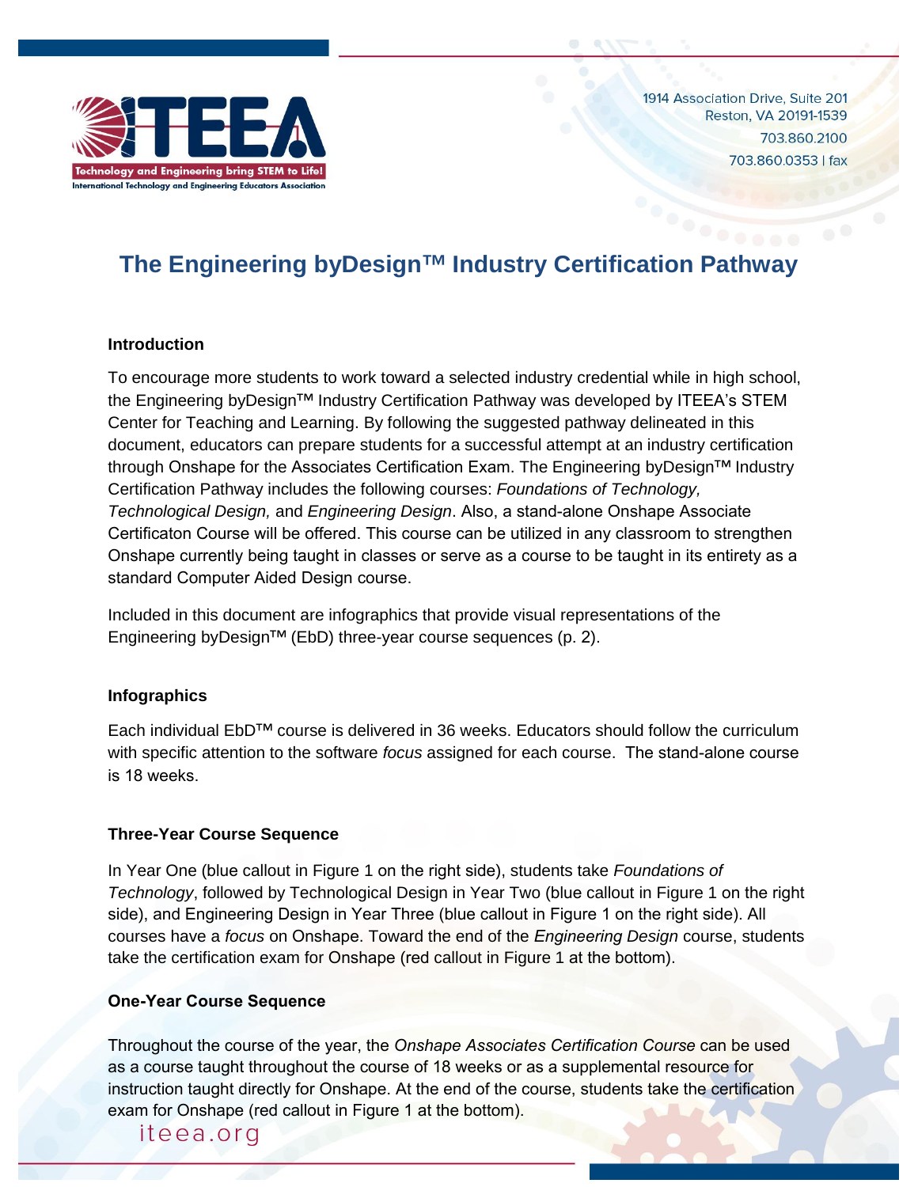ITEEA

Technology and Engineering bring STEM to Life!

International Technology and Engineering Educators Association

1914 Association Drive, Suite 201
Reston, VA 20191-1539
703.860.2100
703.860.0353 | fax

# The Engineering byDesign™ Industry Certification Pathway

### Introduction

To encourage more students to work toward a selected industry credential while in high school, the Engineering byDesign™ Industry Certification Pathway was developed by ITEEA's STEM Center for Teaching and Learning. By following the suggested pathway delineated in this document, educators can prepare students for a successful attempt at an industry certification through Onshape for the Associates Certification Exam. The Engineering byDesign™ Industry Certification Pathway includes the following courses: *Foundations of Technology, Technological Design,* and *Engineering Design*. Also, a stand-alone Onshape Associate Certificaton Course will be offered. This course can be utilized in any classroom to strengthen Onshape currently being taught in classes or serve as a course to be taught in its entirety as a standard Computer Aided Design course.

Included in this document are infographics that provide visual representations of the Engineering byDesign™ (EbD) three-year course sequences (p. 2).

### Infographics

Each individual EbD™ course is delivered in 36 weeks. Educators should follow the curriculum with specific attention to the software *focus* assigned for each course. The stand-alone course is 18 weeks.

### Three-Year Course Sequence

In Year One (blue callout in Figure 1 on the right side), students take *Foundations of Technology*, followed by Technological Design in Year Two (blue callout in Figure 1 on the right side), and Engineering Design in Year Three (blue callout in Figure 1 on the right side). All courses have a *focus* on Onshape. Toward the end of the *Engineering Design* course, students take the certification exam for Onshape (red callout in Figure 1 at the bottom).

### One-Year Course Sequence

Throughout the course of the year, the *Onshape Associates Certification Course* can be used as a course taught throughout the course of 18 weeks or as a supplemental resource for instruction taught directly for Onshape. At the end of the course, students take the certification exam for Onshape (red callout in Figure 1 at the bottom).

iteea.org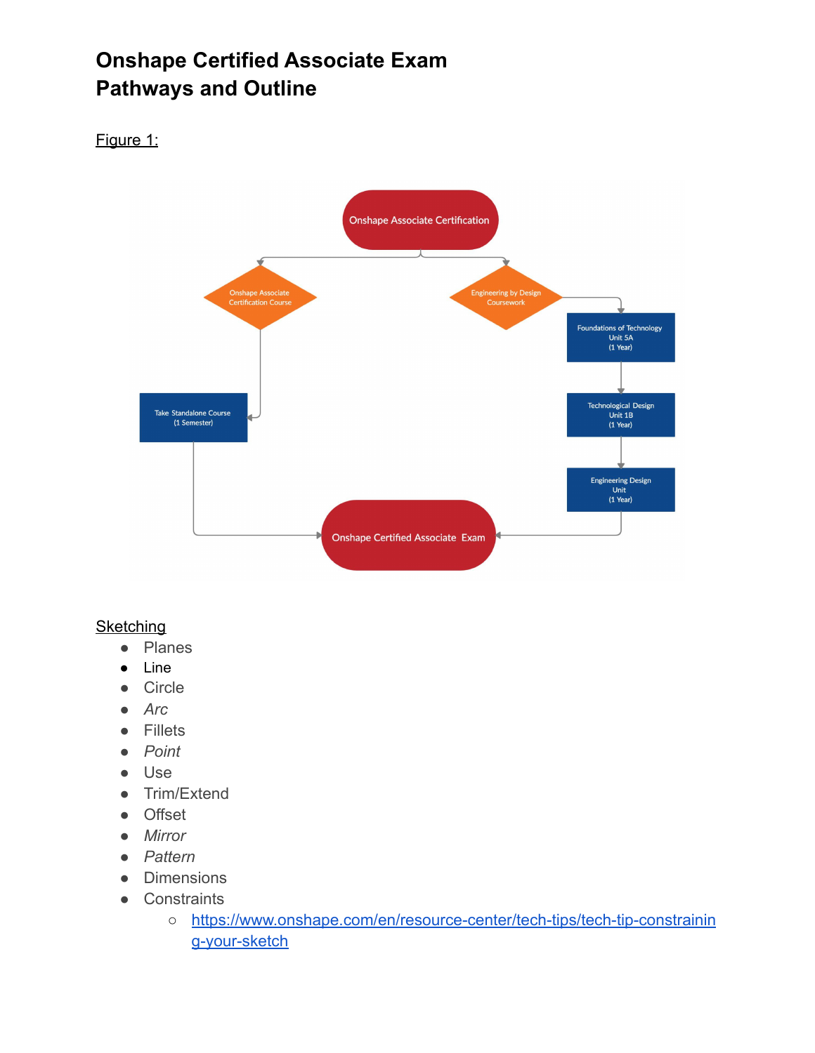# Onshape Certified Associate Exam Pathways and Outline

Figure 1:

Onshape Associate Certification

Onshape Associate Certification Course

Engineering by Design Coursework

Take Standalone Course (1 Semester)

Foundations of Technology Unit 5A (1 Year)

Technological Design Unit 1B (1 Year)

Engineering Design Unit (1 Year)

Onshape Certified Associate Exam

Sketching

- Planes
- Line
- Circle
- *Arc*
- Fillets
- *Point*
- Use
- Trim/Extend
- Offset
- *Mirror*
- *Pattern*
- Dimensions
- Constraints
  - https://www.onshape.com/en/resource-center/tech-tips/tech-tip-constraining-your-sketch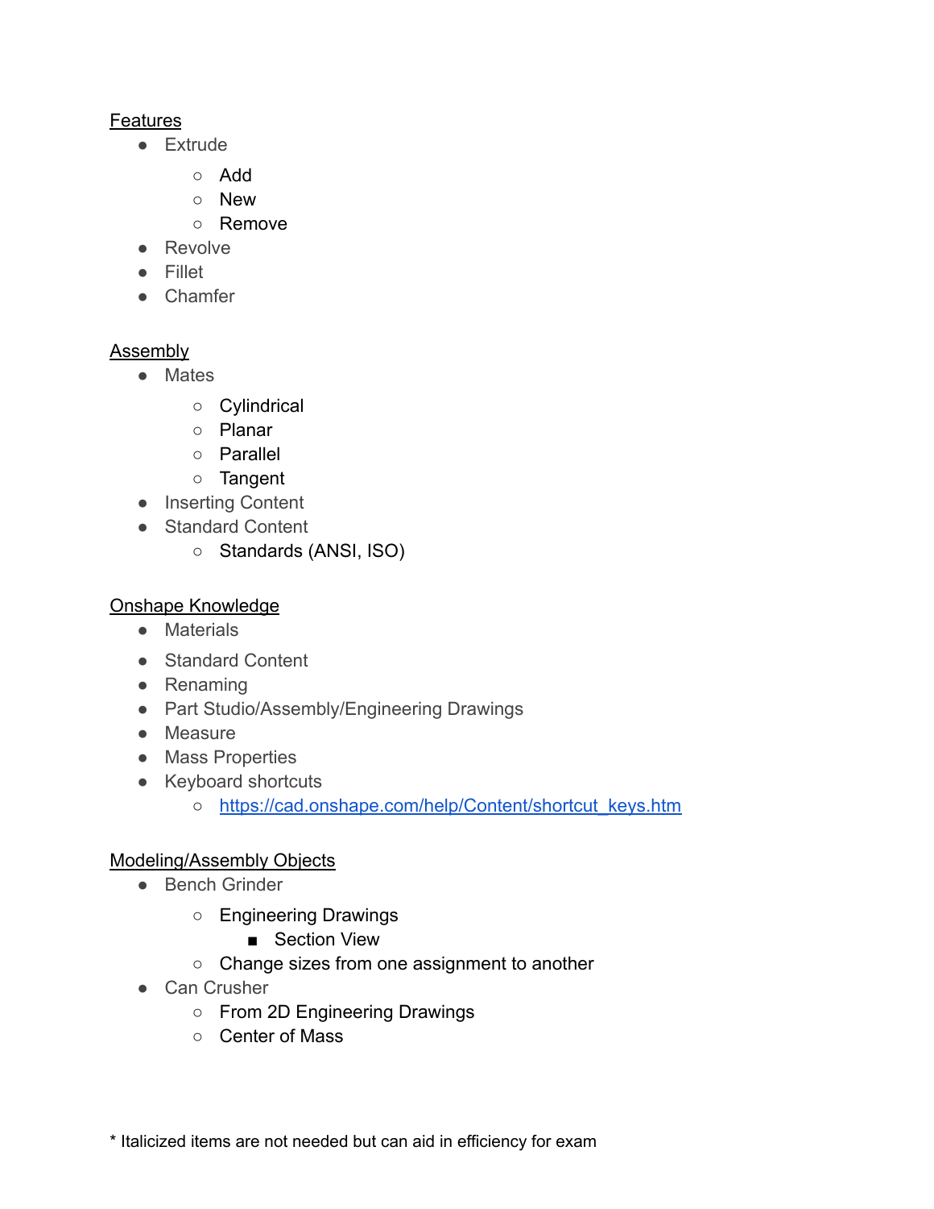<u>Features</u>

- Extrude
  - Add
  - New
  - Remove
- Revolve
- Fillet
- Chamfer

<u>Assembly</u>

- Mates
  - Cylindrical
  - Planar
  - Parallel
  - Tangent
- Inserting Content
- Standard Content
  - Standards (ANSI, ISO)

<u>Onshape Knowledge</u>

- Materials
- Standard Content
- Renaming
- Part Studio/Assembly/Engineering Drawings
- Measure
- Mass Properties
- Keyboard shortcuts
  - https://cad.onshape.com/help/Content/shortcut_keys.htm

<u>Modeling/Assembly Objects</u>

- Bench Grinder
  - Engineering Drawings
    - Section View
  - Change sizes from one assignment to another
- Can Crusher
  - From 2D Engineering Drawings
  - Center of Mass

* Italicized items are not needed but can aid in efficiency for exam